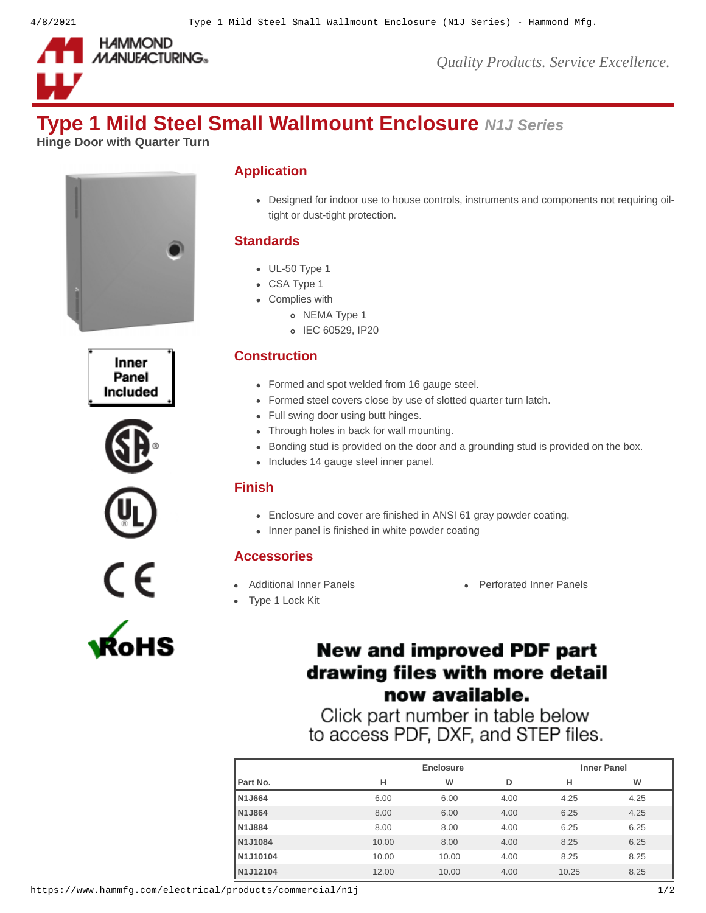# Type 1 Mild Steel Small Wallmount Enclosure *N1J Series*

**Hinge Door with Quarter Turn**

Inner Panel Included

## Application

- Designed for indoor use to house controls, instruments and components not requiring oil-tight or dust-tight protection.

## Standards

- UL-50 Type 1
- CSA Type 1
- Complies with
  - NEMA Type 1
  - IEC 60529, IP20

## Construction

- Formed and spot welded from 16 gauge steel.
- Formed steel covers close by use of slotted quarter turn latch.
- Full swing door using butt hinges.
- Through holes in back for wall mounting.
- Bonding stud is provided on the door and a grounding stud is provided on the box.
- Includes 14 gauge steel inner panel.

## Finish

- Enclosure and cover are finished in ANSI 61 gray powder coating.
- Inner panel is finished in white powder coating

## Accessories

- Additional Inner Panels
- Type 1 Lock Kit
- Perforated Inner Panels

**New and improved PDF part drawing files with more detail now available.**

Click part number in table below to access PDF, DXF, and STEP files.

| | Enclosure | | | Inner Panel | |
|---|---|---|---|---|---|
| Part No. | H | W | D | H | W |
| N1J664 | 6.00 | 6.00 | 4.00 | 4.25 | 4.25 |
| N1J864 | 8.00 | 6.00 | 4.00 | 6.25 | 4.25 |
| N1J884 | 8.00 | 8.00 | 4.00 | 6.25 | 6.25 |
| N1J1084 | 10.00 | 8.00 | 4.00 | 8.25 | 6.25 |
| N1J10104 | 10.00 | 10.00 | 4.00 | 8.25 | 8.25 |
| N1J12104 | 12.00 | 10.00 | 4.00 | 10.25 | 8.25 |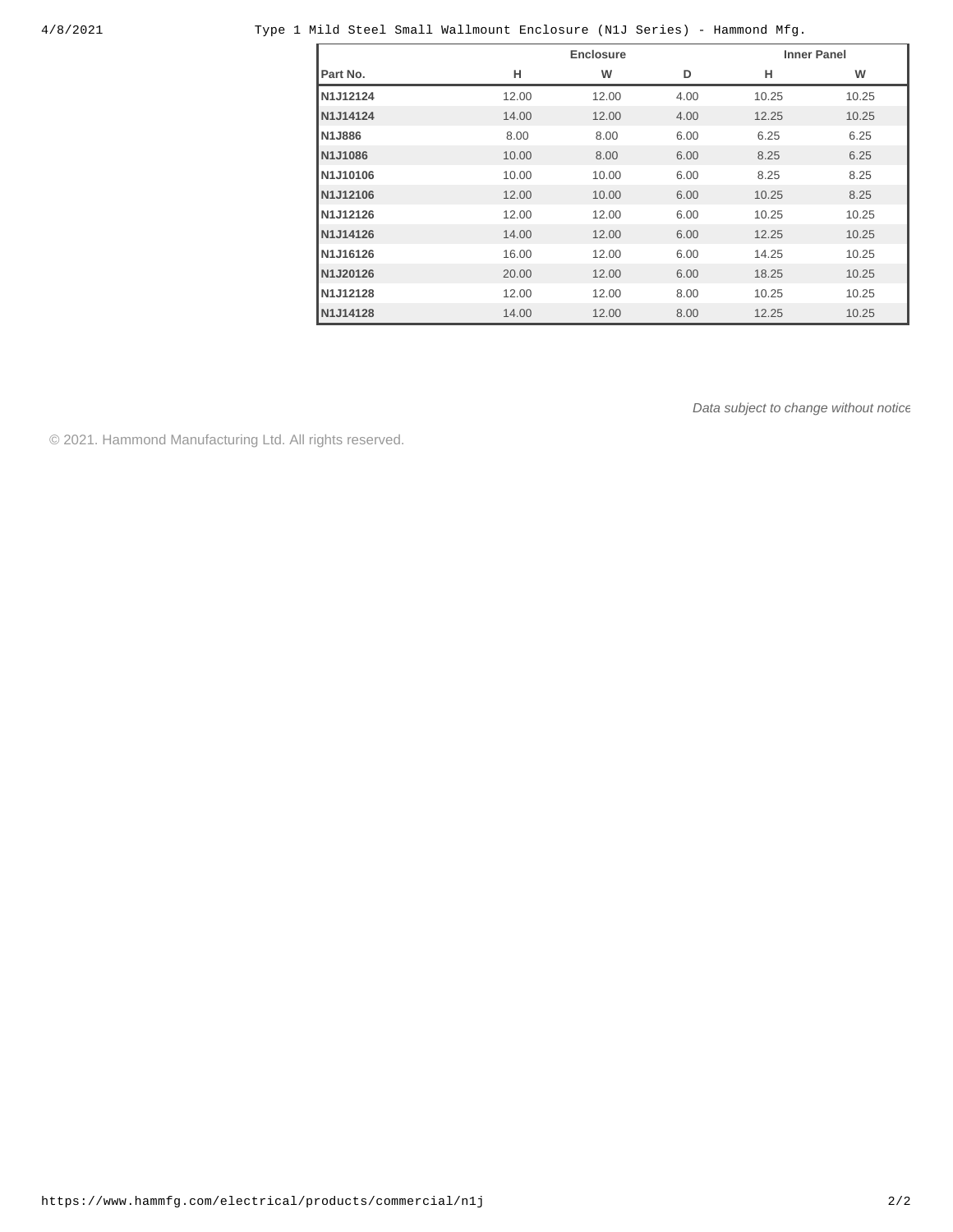| | Enclosure | | | Inner Panel | |
|---|---|---|---|---|---|
| Part No. | H | W | D | H | W |
| **N1J12124** | 12.00 | 12.00 | 4.00 | 10.25 | 10.25 |
| **N1J14124** | 14.00 | 12.00 | 4.00 | 12.25 | 10.25 |
| **N1J886** | 8.00 | 8.00 | 6.00 | 6.25 | 6.25 |
| **N1J1086** | 10.00 | 8.00 | 6.00 | 8.25 | 6.25 |
| **N1J10106** | 10.00 | 10.00 | 6.00 | 8.25 | 8.25 |
| **N1J12106** | 12.00 | 10.00 | 6.00 | 10.25 | 8.25 |
| **N1J12126** | 12.00 | 12.00 | 6.00 | 10.25 | 10.25 |
| **N1J14126** | 14.00 | 12.00 | 6.00 | 12.25 | 10.25 |
| **N1J16126** | 16.00 | 12.00 | 6.00 | 14.25 | 10.25 |
| **N1J20126** | 20.00 | 12.00 | 6.00 | 18.25 | 10.25 |
| **N1J12128** | 12.00 | 12.00 | 8.00 | 10.25 | 10.25 |
| **N1J14128** | 14.00 | 12.00 | 8.00 | 12.25 | 10.25 |

*Data subject to change without notice*

© 2021. Hammond Manufacturing Ltd. All rights reserved.